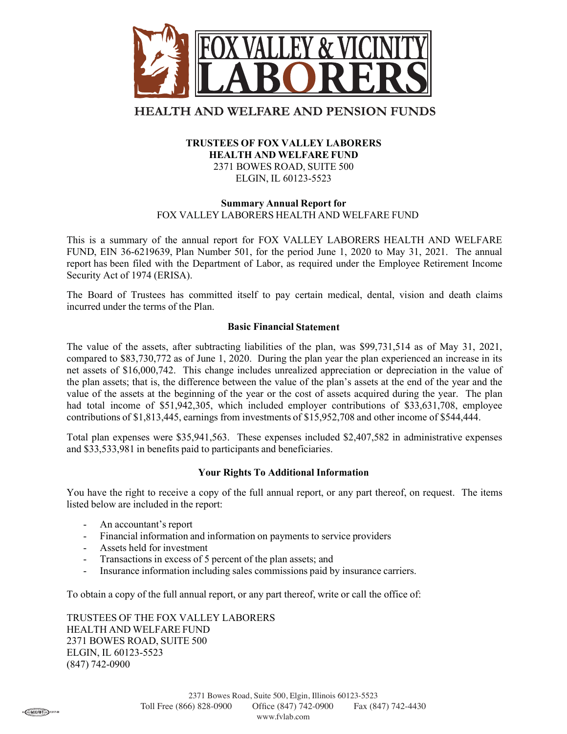# FOX VALLEY & VICINITY LABORERS

## HEALTH AND WELFARE AND PENSION FUNDS

**TRUSTEES OF FOX VALLEY LABORERS**
**HEALTH AND WELFARE FUND**
2371 BOWES ROAD, SUITE 500
ELGIN, IL 60123-5523

**Summary Annual Report for**
FOX VALLEY LABORERS HEALTH AND WELFARE FUND

This is a summary of the annual report for FOX VALLEY LABORERS HEALTH AND WELFARE FUND, EIN 36-6219639, Plan Number 501, for the period June 1, 2020 to May 31, 2021. The annual report has been filed with the Department of Labor, as required under the Employee Retirement Income Security Act of 1974 (ERISA).

The Board of Trustees has committed itself to pay certain medical, dental, vision and death claims incurred under the terms of the Plan.

### Basic Financial Statement

The value of the assets, after subtracting liabilities of the plan, was $99,731,514 as of May 31, 2021, compared to $83,730,772 as of June 1, 2020. During the plan year the plan experienced an increase in its net assets of $16,000,742. This change includes unrealized appreciation or depreciation in the value of the plan assets; that is, the difference between the value of the plan's assets at the end of the year and the value of the assets at the beginning of the year or the cost of assets acquired during the year. The plan had total income of $51,942,305, which included employer contributions of $33,631,708, employee contributions of $1,813,445, earnings from investments of $15,952,708 and other income of $544,444.

Total plan expenses were $35,941,563. These expenses included $2,407,582 in administrative expenses and $33,533,981 in benefits paid to participants and beneficiaries.

### Your Rights To Additional Information

You have the right to receive a copy of the full annual report, or any part thereof, on request. The items listed below are included in the report:

- An accountant's report
- Financial information and information on payments to service providers
- Assets held for investment
- Transactions in excess of 5 percent of the plan assets; and
- Insurance information including sales commissions paid by insurance carriers.

To obtain a copy of the full annual report, or any part thereof, write or call the office of:

TRUSTEES OF THE FOX VALLEY LABORERS
HEALTH AND WELFARE FUND
2371 BOWES ROAD, SUITE 500
ELGIN, IL 60123-5523
(847) 742-0900

2371 Bowes Road, Suite 500, Elgin, Illinois 60123-5523
Toll Free (866) 828-0900 Office (847) 742-0900 Fax (847) 742-4430
www.fvlab.com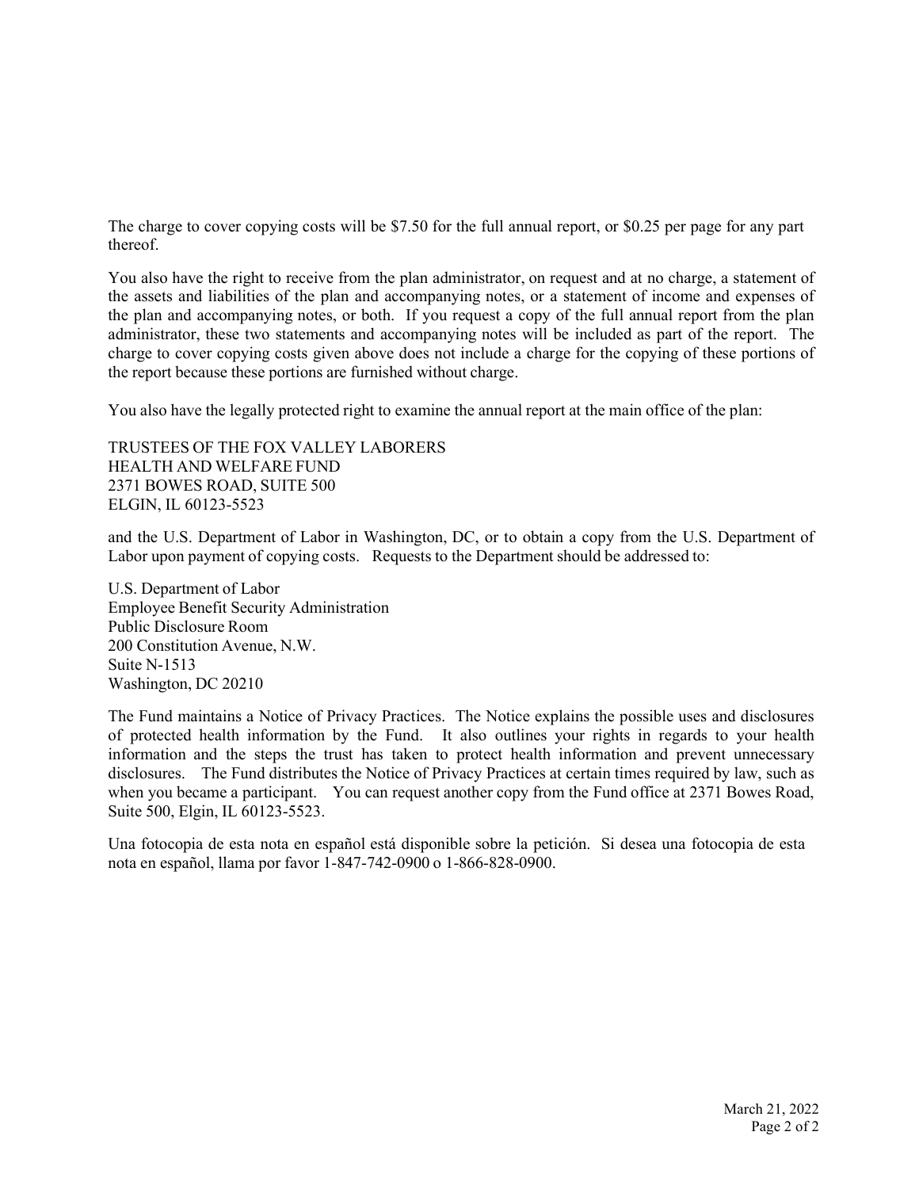The charge to cover copying costs will be $7.50 for the full annual report, or $0.25 per page for any part thereof.

You also have the right to receive from the plan administrator, on request and at no charge, a statement of the assets and liabilities of the plan and accompanying notes, or a statement of income and expenses of the plan and accompanying notes, or both. If you request a copy of the full annual report from the plan administrator, these two statements and accompanying notes will be included as part of the report. The charge to cover copying costs given above does not include a charge for the copying of these portions of the report because these portions are furnished without charge.

You also have the legally protected right to examine the annual report at the main office of the plan:

TRUSTEES OF THE FOX VALLEY LABORERS
HEALTH AND WELFARE FUND
2371 BOWES ROAD, SUITE 500
ELGIN, IL 60123-5523

and the U.S. Department of Labor in Washington, DC, or to obtain a copy from the U.S. Department of Labor upon payment of copying costs. Requests to the Department should be addressed to:

U.S. Department of Labor
Employee Benefit Security Administration
Public Disclosure Room
200 Constitution Avenue, N.W.
Suite N-1513
Washington, DC 20210

The Fund maintains a Notice of Privacy Practices. The Notice explains the possible uses and disclosures of protected health information by the Fund. It also outlines your rights in regards to your health information and the steps the trust has taken to protect health information and prevent unnecessary disclosures. The Fund distributes the Notice of Privacy Practices at certain times required by law, such as when you became a participant. You can request another copy from the Fund office at 2371 Bowes Road, Suite 500, Elgin, IL 60123-5523.

Una fotocopia de esta nota en español está disponible sobre la petición. Si desea una fotocopia de esta nota en español, llama por favor 1-847-742-0900 o 1-866-828-0900.

March 21, 2022